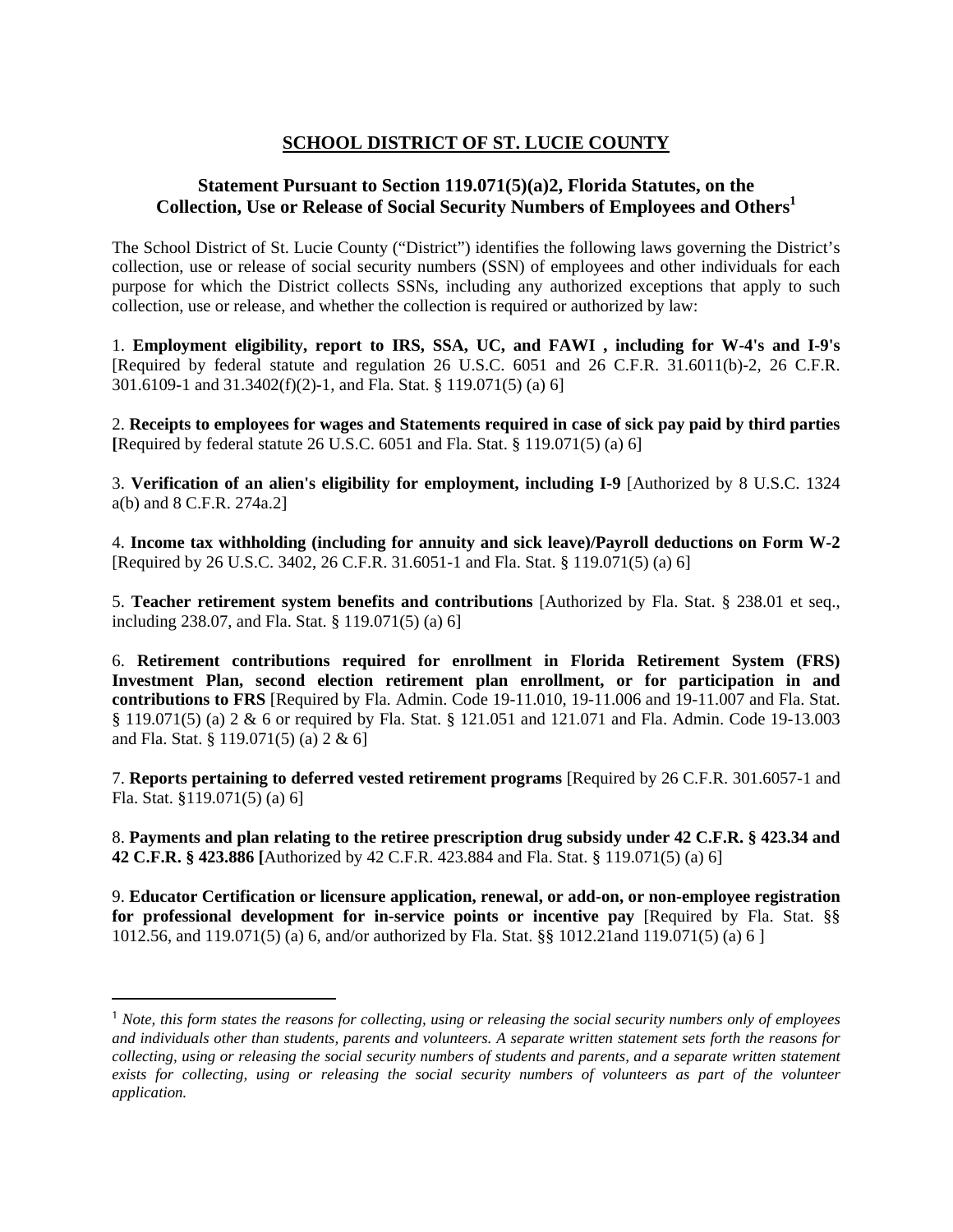# SCHOOL DISTRICT OF ST. LUCIE COUNTY

## Statement Pursuant to Section 119.071(5)(a)2, Florida Statutes, on the Collection, Use or Release of Social Security Numbers of Employees and Others[1]

The School District of St. Lucie County ("District") identifies the following laws governing the District's collection, use or release of social security numbers (SSN) of employees and other individuals for each purpose for which the District collects SSNs, including any authorized exceptions that apply to such collection, use or release, and whether the collection is required or authorized by law:

1. **Employment eligibility, report to IRS, SSA, UC, and FAWI , including for W-4's and I-9's** [Required by federal statute and regulation 26 U.S.C. 6051 and 26 C.F.R. 31.6011(b)-2, 26 C.F.R. 301.6109-1 and 31.3402(f)(2)-1, and Fla. Stat. § 119.071(5) (a) 6]

2. **Receipts to employees for wages and Statements required in case of sick pay paid by third parties [**Required by federal statute 26 U.S.C. 6051 and Fla. Stat. § 119.071(5) (a) 6]

3. **Verification of an alien's eligibility for employment, including I-9** [Authorized by 8 U.S.C. 1324 a(b) and 8 C.F.R. 274a.2]

4. **Income tax withholding (including for annuity and sick leave)/Payroll deductions on Form W-2** [Required by 26 U.S.C. 3402, 26 C.F.R. 31.6051-1 and Fla. Stat. § 119.071(5) (a) 6]

5. **Teacher retirement system benefits and contributions** [Authorized by Fla. Stat. § 238.01 et seq., including 238.07, and Fla. Stat. § 119.071(5) (a) 6]

6. **Retirement contributions required for enrollment in Florida Retirement System (FRS) Investment Plan, second election retirement plan enrollment, or for participation in and contributions to FRS** [Required by Fla. Admin. Code 19-11.010, 19-11.006 and 19-11.007 and Fla. Stat. § 119.071(5) (a) 2 & 6 or required by Fla. Stat. § 121.051 and 121.071 and Fla. Admin. Code 19-13.003 and Fla. Stat. § 119.071(5) (a) 2 & 6]

7. **Reports pertaining to deferred vested retirement programs** [Required by 26 C.F.R. 301.6057-1 and Fla. Stat. §119.071(5) (a) 6]

8. **Payments and plan relating to the retiree prescription drug subsidy under 42 C.F.R. § 423.34 and 42 C.F.R. § 423.886 [**Authorized by 42 C.F.R. 423.884 and Fla. Stat. § 119.071(5) (a) 6]

9. **Educator Certification or licensure application, renewal, or add-on, or non-employee registration for professional development for in-service points or incentive pay** [Required by Fla. Stat. §§ 1012.56, and 119.071(5) (a) 6, and/or authorized by Fla. Stat. §§ 1012.21and 119.071(5) (a) 6 ]

---

[1] *Note, this form states the reasons for collecting, using or releasing the social security numbers only of employees and individuals other than students, parents and volunteers. A separate written statement sets forth the reasons for collecting, using or releasing the social security numbers of students and parents, and a separate written statement exists for collecting, using or releasing the social security numbers of volunteers as part of the volunteer application.*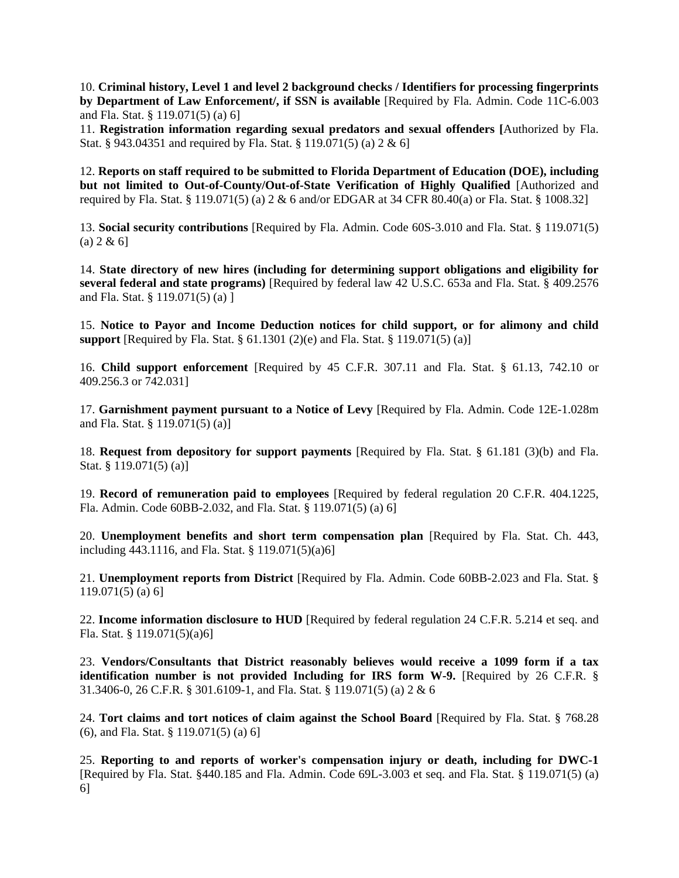10. **Criminal history, Level 1 and level 2 background checks / Identifiers for processing fingerprints by Department of Law Enforcement/, if SSN is available** [Required by Fla. Admin. Code 11C-6.003 and Fla. Stat. § 119.071(5) (a) 6]

11. **Registration information regarding sexual predators and sexual offenders [**Authorized by Fla. Stat. § 943.04351 and required by Fla. Stat. § 119.071(5) (a) 2 & 6]

12. **Reports on staff required to be submitted to Florida Department of Education (DOE), including but not limited to Out-of-County/Out-of-State Verification of Highly Qualified** [Authorized and required by Fla. Stat. § 119.071(5) (a) 2 & 6 and/or EDGAR at 34 CFR 80.40(a) or Fla. Stat. § 1008.32]

13. **Social security contributions** [Required by Fla. Admin. Code 60S-3.010 and Fla. Stat. § 119.071(5) (a) 2 & 6]

14. **State directory of new hires (including for determining support obligations and eligibility for several federal and state programs)** [Required by federal law 42 U.S.C. 653a and Fla. Stat. § 409.2576 and Fla. Stat. § 119.071(5) (a) ]

15. **Notice to Payor and Income Deduction notices for child support, or for alimony and child support** [Required by Fla. Stat. § 61.1301 (2)(e) and Fla. Stat. § 119.071(5) (a)]

16. **Child support enforcement** [Required by 45 C.F.R. 307.11 and Fla. Stat. § 61.13, 742.10 or 409.256.3 or 742.031]

17. **Garnishment payment pursuant to a Notice of Levy** [Required by Fla. Admin. Code 12E-1.028m and Fla. Stat. § 119.071(5) (a)]

18. **Request from depository for support payments** [Required by Fla. Stat. § 61.181 (3)(b) and Fla. Stat. § 119.071(5) (a)]

19. **Record of remuneration paid to employees** [Required by federal regulation 20 C.F.R. 404.1225, Fla. Admin. Code 60BB-2.032, and Fla. Stat. § 119.071(5) (a) 6]

20. **Unemployment benefits and short term compensation plan** [Required by Fla. Stat. Ch. 443, including 443.1116, and Fla. Stat. § 119.071(5)(a)6]

21. **Unemployment reports from District** [Required by Fla. Admin. Code 60BB-2.023 and Fla. Stat. § 119.071(5) (a) 6]

22. **Income information disclosure to HUD** [Required by federal regulation 24 C.F.R. 5.214 et seq. and Fla. Stat. § 119.071(5)(a)6]

23. **Vendors/Consultants that District reasonably believes would receive a 1099 form if a tax identification number is not provided Including for IRS form W-9.** [Required by 26 C.F.R. § 31.3406-0, 26 C.F.R. § 301.6109-1, and Fla. Stat. § 119.071(5) (a) 2 & 6

24. **Tort claims and tort notices of claim against the School Board** [Required by Fla. Stat. § 768.28 (6), and Fla. Stat. § 119.071(5) (a) 6]

25. **Reporting to and reports of worker's compensation injury or death, including for DWC-1** [Required by Fla. Stat. §440.185 and Fla. Admin. Code 69L-3.003 et seq. and Fla. Stat. § 119.071(5) (a) 6]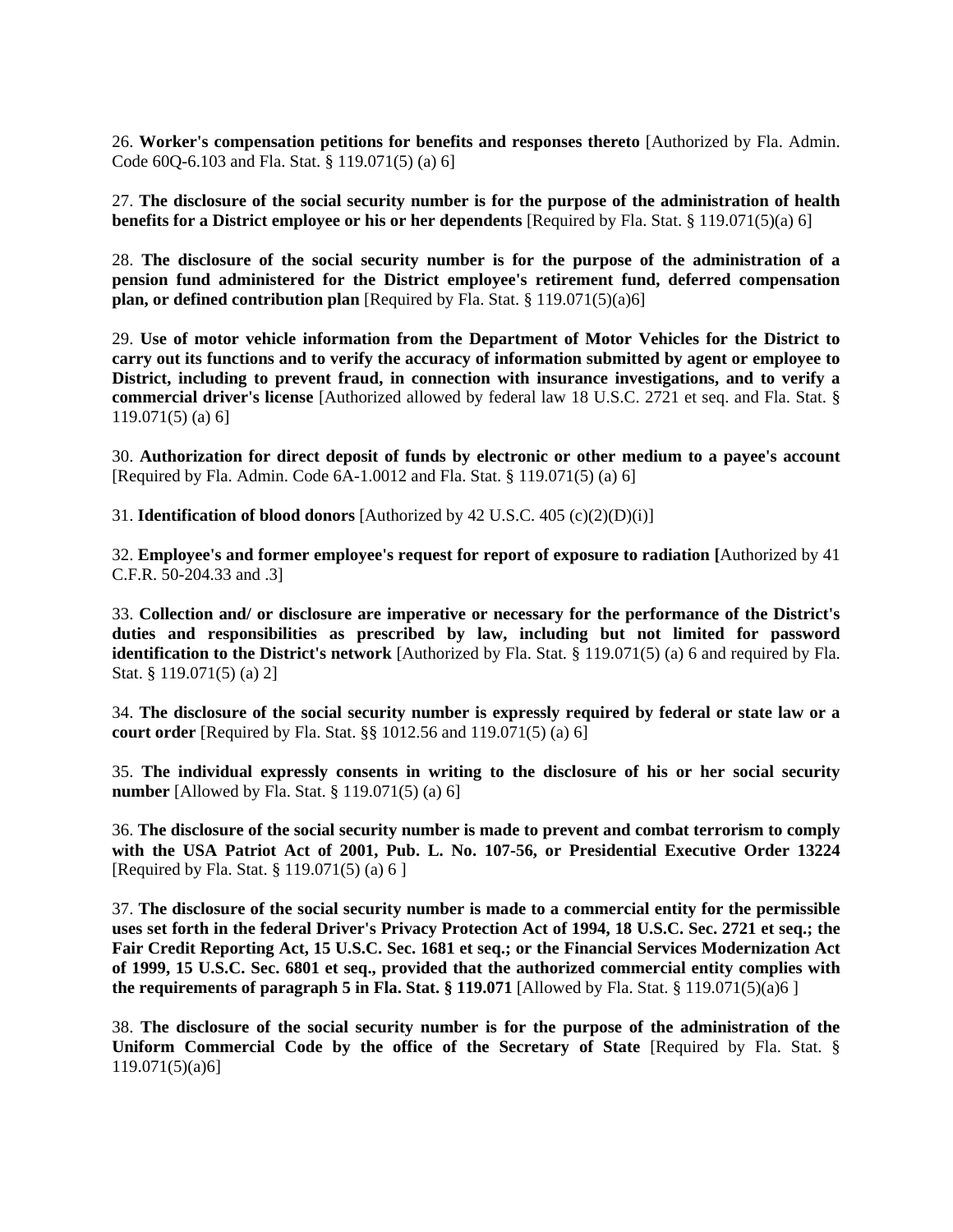26. **Worker's compensation petitions for benefits and responses thereto** [Authorized by Fla. Admin. Code 60Q-6.103 and Fla. Stat. § 119.071(5) (a) 6]

27. **The disclosure of the social security number is for the purpose of the administration of health benefits for a District employee or his or her dependents** [Required by Fla. Stat. § 119.071(5)(a) 6]

28. **The disclosure of the social security number is for the purpose of the administration of a pension fund administered for the District employee's retirement fund, deferred compensation plan, or defined contribution plan** [Required by Fla. Stat. § 119.071(5)(a)6]

29. **Use of motor vehicle information from the Department of Motor Vehicles for the District to carry out its functions and to verify the accuracy of information submitted by agent or employee to District, including to prevent fraud, in connection with insurance investigations, and to verify a commercial driver's license** [Authorized allowed by federal law 18 U.S.C. 2721 et seq. and Fla. Stat. § 119.071(5) (a) 6]

30. **Authorization for direct deposit of funds by electronic or other medium to a payee's account** [Required by Fla. Admin. Code 6A-1.0012 and Fla. Stat. § 119.071(5) (a) 6]

31. **Identification of blood donors** [Authorized by 42 U.S.C. 405 (c)(2)(D)(i)]

32. **Employee's and former employee's request for report of exposure to radiation [**Authorized by 41 C.F.R. 50-204.33 and .3]

33. **Collection and/ or disclosure are imperative or necessary for the performance of the District's duties and responsibilities as prescribed by law, including but not limited for password identification to the District's network** [Authorized by Fla. Stat. § 119.071(5) (a) 6 and required by Fla. Stat. § 119.071(5) (a) 2]

34. **The disclosure of the social security number is expressly required by federal or state law or a court order** [Required by Fla. Stat. §§ 1012.56 and 119.071(5) (a) 6]

35. **The individual expressly consents in writing to the disclosure of his or her social security number** [Allowed by Fla. Stat. § 119.071(5) (a) 6]

36. **The disclosure of the social security number is made to prevent and combat terrorism to comply with the USA Patriot Act of 2001, Pub. L. No. 107-56, or Presidential Executive Order 13224** [Required by Fla. Stat. § 119.071(5) (a) 6 ]

37. **The disclosure of the social security number is made to a commercial entity for the permissible uses set forth in the federal Driver's Privacy Protection Act of 1994, 18 U.S.C. Sec. 2721 et seq.; the Fair Credit Reporting Act, 15 U.S.C. Sec. 1681 et seq.; or the Financial Services Modernization Act of 1999, 15 U.S.C. Sec. 6801 et seq., provided that the authorized commercial entity complies with the requirements of paragraph 5 in Fla. Stat. § 119.071** [Allowed by Fla. Stat. § 119.071(5)(a)6 ]

38. **The disclosure of the social security number is for the purpose of the administration of the Uniform Commercial Code by the office of the Secretary of State** [Required by Fla. Stat. § 119.071(5)(a)6]